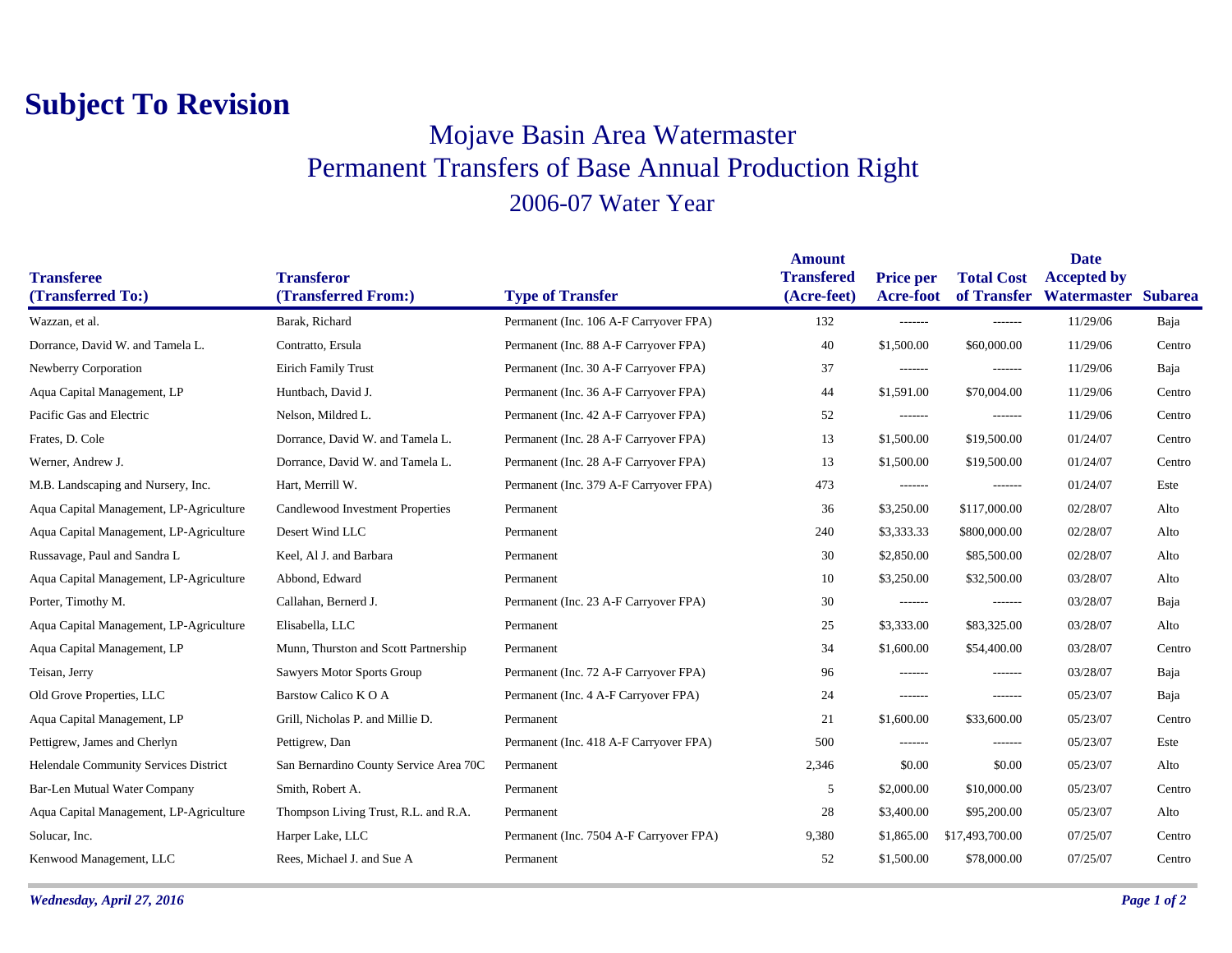# Subject To Revision

## Mojave Basin Area Watermaster

## Permanent Transfers of Base Annual Production Right

## 2006-07 Water Year

| Transferee (Transferred To:) | Transferor (Transferred From:) | Type of Transfer | Amount Transfered (Acre-feet) | Price per Acre-foot | Total Cost of Transfer | Date Accepted by Watermaster | Subarea |
|---|---|---|---|---|---|---|---|
| Wazzan, et al. | Barak, Richard | Permanent (Inc. 106 A-F Carryover FPA) | 132 | ------- | ------- | 11/29/06 | Baja |
| Dorrance, David W. and Tamela L. | Contratto, Ersula | Permanent (Inc. 88 A-F Carryover FPA) | 40 | $1,500.00 | $60,000.00 | 11/29/06 | Centro |
| Newberry Corporation | Eirich Family Trust | Permanent (Inc. 30 A-F Carryover FPA) | 37 | ------- | ------- | 11/29/06 | Baja |
| Aqua Capital Management, LP | Huntbach, David J. | Permanent (Inc. 36 A-F Carryover FPA) | 44 | $1,591.00 | $70,004.00 | 11/29/06 | Centro |
| Pacific Gas and Electric | Nelson, Mildred L. | Permanent (Inc. 42 A-F Carryover FPA) | 52 | ------- | ------- | 11/29/06 | Centro |
| Frates, D. Cole | Dorrance, David W. and Tamela L. | Permanent (Inc. 28 A-F Carryover FPA) | 13 | $1,500.00 | $19,500.00 | 01/24/07 | Centro |
| Werner, Andrew J. | Dorrance, David W. and Tamela L. | Permanent (Inc. 28 A-F Carryover FPA) | 13 | $1,500.00 | $19,500.00 | 01/24/07 | Centro |
| M.B. Landscaping and Nursery, Inc. | Hart, Merrill W. | Permanent (Inc. 379 A-F Carryover FPA) | 473 | ------- | ------- | 01/24/07 | Este |
| Aqua Capital Management, LP-Agriculture | Candlewood Investment Properties | Permanent | 36 | $3,250.00 | $117,000.00 | 02/28/07 | Alto |
| Aqua Capital Management, LP-Agriculture | Desert Wind LLC | Permanent | 240 | $3,333.33 | $800,000.00 | 02/28/07 | Alto |
| Russavage, Paul and Sandra L | Keel, Al J. and Barbara | Permanent | 30 | $2,850.00 | $85,500.00 | 02/28/07 | Alto |
| Aqua Capital Management, LP-Agriculture | Abbond, Edward | Permanent | 10 | $3,250.00 | $32,500.00 | 03/28/07 | Alto |
| Porter, Timothy M. | Callahan, Bernerd J. | Permanent (Inc. 23 A-F Carryover FPA) | 30 | ------- | ------- | 03/28/07 | Baja |
| Aqua Capital Management, LP-Agriculture | Elisabella, LLC | Permanent | 25 | $3,333.00 | $83,325.00 | 03/28/07 | Alto |
| Aqua Capital Management, LP | Munn, Thurston and Scott Partnership | Permanent | 34 | $1,600.00 | $54,400.00 | 03/28/07 | Centro |
| Teisan, Jerry | Sawyers Motor Sports Group | Permanent (Inc. 72 A-F Carryover FPA) | 96 | ------- | ------- | 03/28/07 | Baja |
| Old Grove Properties, LLC | Barstow Calico K O A | Permanent (Inc. 4 A-F Carryover FPA) | 24 | ------- | ------- | 05/23/07 | Baja |
| Aqua Capital Management, LP | Grill, Nicholas P. and Millie D. | Permanent | 21 | $1,600.00 | $33,600.00 | 05/23/07 | Centro |
| Pettigrew, James and Cherlyn | Pettigrew, Dan | Permanent (Inc. 418 A-F Carryover FPA) | 500 | ------- | ------- | 05/23/07 | Este |
| Helendale Community Services District | San Bernardino County Service Area 70C | Permanent | 2,346 | $0.00 | $0.00 | 05/23/07 | Alto |
| Bar-Len Mutual Water Company | Smith, Robert A. | Permanent | 5 | $2,000.00 | $10,000.00 | 05/23/07 | Centro |
| Aqua Capital Management, LP-Agriculture | Thompson Living Trust, R.L. and R.A. | Permanent | 28 | $3,400.00 | $95,200.00 | 05/23/07 | Alto |
| Solucar, Inc. | Harper Lake, LLC | Permanent (Inc. 7504 A-F Carryover FPA) | 9,380 | $1,865.00 | $17,493,700.00 | 07/25/07 | Centro |
| Kenwood Management, LLC | Rees, Michael J. and Sue A | Permanent | 52 | $1,500.00 | $78,000.00 | 07/25/07 | Centro |

*Wednesday, April 27, 2016*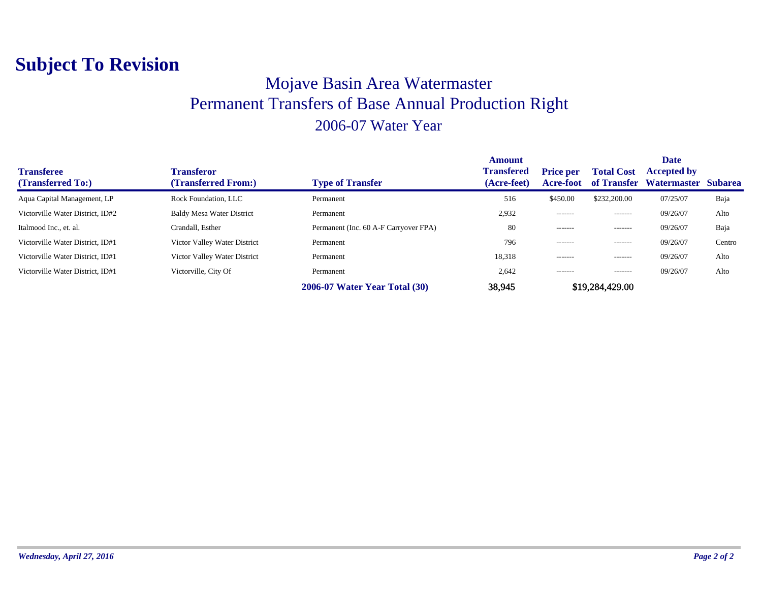# Subject To Revision

## Mojave Basin Area Watermaster
## Permanent Transfers of Base Annual Production Right
## 2006-07 Water Year

| Transferee (Transferred To:) | Transferor (Transferred From:) | Type of Transfer | Amount Transfered (Acre-feet) | Price per Acre-foot | Total Cost of Transfer | Date Accepted by Watermaster | Subarea |
|---|---|---|---|---|---|---|---|
| Aqua Capital Management, LP | Rock Foundation, LLC | Permanent | 516 | $450.00 | $232,200.00 | 07/25/07 | Baja |
| Victorville Water District, ID#2 | Baldy Mesa Water District | Permanent | 2,932 | ------- | ------- | 09/26/07 | Alto |
| Italmood Inc., et. al. | Crandall, Esther | Permanent (Inc. 60 A-F Carryover FPA) | 80 | ------- | ------- | 09/26/07 | Baja |
| Victorville Water District, ID#1 | Victor Valley Water District | Permanent | 796 | ------- | ------- | 09/26/07 | Centro |
| Victorville Water District, ID#1 | Victor Valley Water District | Permanent | 18,318 | ------- | ------- | 09/26/07 | Alto |
| Victorville Water District, ID#1 | Victorville, City Of | Permanent | 2,642 | ------- | ------- | 09/26/07 | Alto |
| | | **2006-07 Water Year Total (30)** | 38,945 | | $19,284,429.00 | | |

*Wednesday, April 27, 2016*